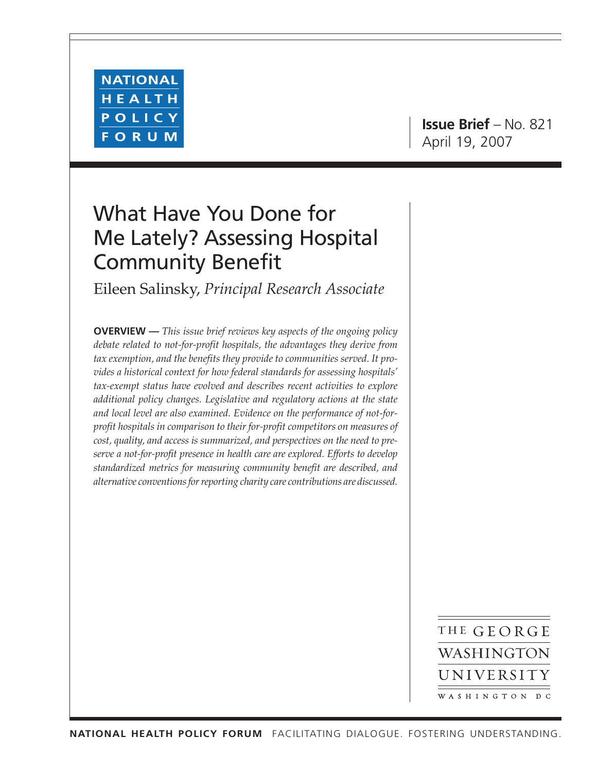NATIONAL HEALTH POLICY FORUM

**Issue Brief** – No. 821
April 19, 2007

# What Have You Done for Me Lately? Assessing Hospital Community Benefit

Eileen Salinsky, *Principal Research Associate*

**OVERVIEW —** *This issue brief reviews key aspects of the ongoing policy debate related to not-for-profit hospitals, the advantages they derive from tax exemption, and the benefits they provide to communities served. It provides a historical context for how federal standards for assessing hospitals' tax-exempt status have evolved and describes recent activities to explore additional policy changes. Legislative and regulatory actions at the state and local level are also examined. Evidence on the performance of not-for-profit hospitals in comparison to their for-profit competitors on measures of cost, quality, and access is summarized, and perspectives on the need to preserve a not-for-profit presence in health care are explored. Efforts to develop standardized metrics for measuring community benefit are described, and alternative conventions for reporting charity care contributions are discussed.*

THE GEORGE WASHINGTON UNIVERSITY
WASHINGTON DC

**NATIONAL HEALTH POLICY FORUM** FACILITATING DIALOGUE. FOSTERING UNDERSTANDING.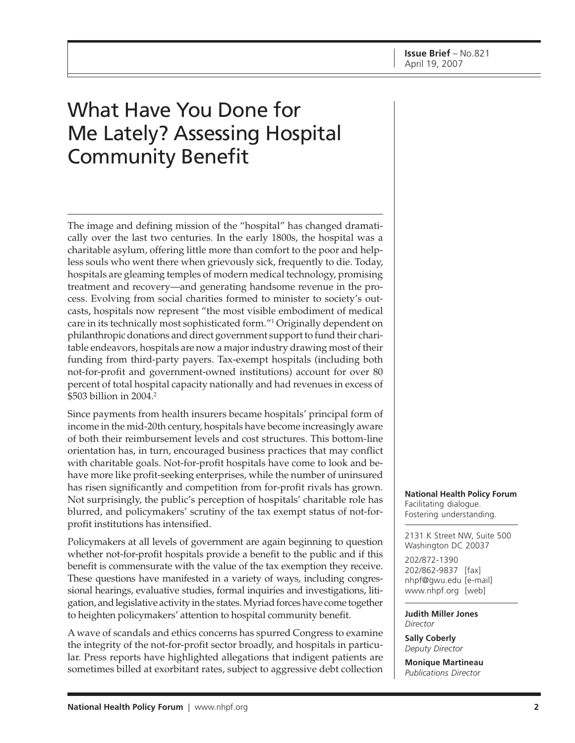Issue Brief – No.821
April 19, 2007

# What Have You Done for Me Lately? Assessing Hospital Community Benefit

The image and defining mission of the "hospital" has changed dramatically over the last two centuries. In the early 1800s, the hospital was a charitable asylum, offering little more than comfort to the poor and helpless souls who went there when grievously sick, frequently to die. Today, hospitals are gleaming temples of modern medical technology, promising treatment and recovery—and generating handsome revenue in the process. Evolving from social charities formed to minister to society's outcasts, hospitals now represent "the most visible embodiment of medical care in its technically most sophisticated form."[1] Originally dependent on philanthropic donations and direct government support to fund their charitable endeavors, hospitals are now a major industry drawing most of their funding from third-party payers. Tax-exempt hospitals (including both not-for-profit and government-owned institutions) account for over 80 percent of total hospital capacity nationally and had revenues in excess of \$503 billion in 2004.[2]

Since payments from health insurers became hospitals' principal form of income in the mid-20th century, hospitals have become increasingly aware of both their reimbursement levels and cost structures. This bottom-line orientation has, in turn, encouraged business practices that may conflict with charitable goals. Not-for-profit hospitals have come to look and behave more like profit-seeking enterprises, while the number of uninsured has risen significantly and competition from for-profit rivals has grown. Not surprisingly, the public's perception of hospitals' charitable role has blurred, and policymakers' scrutiny of the tax exempt status of not-for-profit institutions has intensified.

Policymakers at all levels of government are again beginning to question whether not-for-profit hospitals provide a benefit to the public and if this benefit is commensurate with the value of the tax exemption they receive. These questions have manifested in a variety of ways, including congressional hearings, evaluative studies, formal inquiries and investigations, litigation, and legislative activity in the states. Myriad forces have come together to heighten policymakers' attention to hospital community benefit.

A wave of scandals and ethics concerns has spurred Congress to examine the integrity of the not-for-profit sector broadly, and hospitals in particular. Press reports have highlighted allegations that indigent patients are sometimes billed at exorbitant rates, subject to aggressive debt collection

**National Health Policy Forum**
Facilitating dialogue.
Fostering understanding.

2131 K Street NW, Suite 500
Washington DC 20037

202/872-1390
202/862-9837 [fax]
nhpf@gwu.edu [e-mail]
www.nhpf.org [web]

**Judith Miller Jones**
*Director*

**Sally Coberly**
*Deputy Director*

**Monique Martineau**
*Publications Director*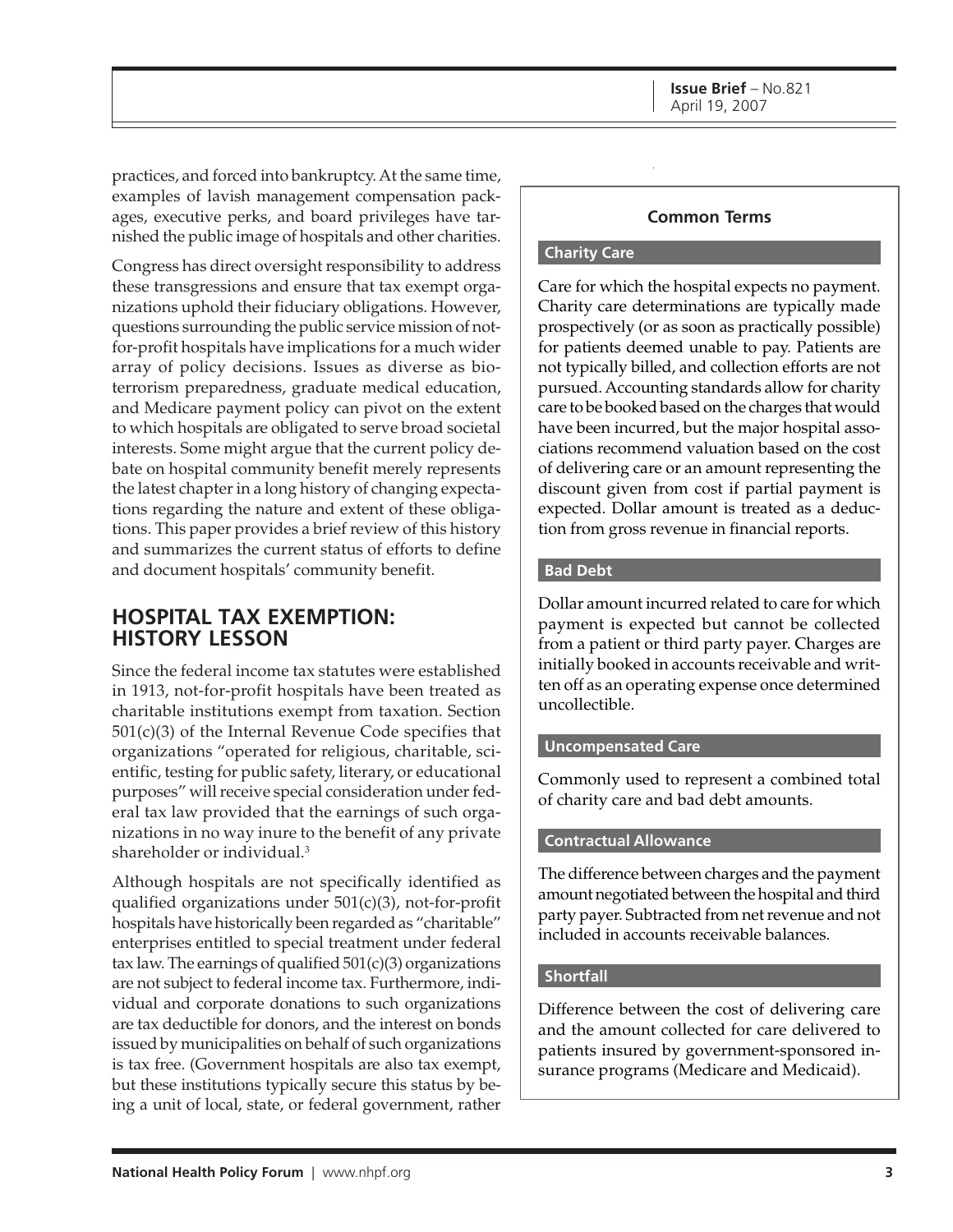practices, and forced into bankruptcy. At the same time, examples of lavish management compensation packages, executive perks, and board privileges have tarnished the public image of hospitals and other charities.

Congress has direct oversight responsibility to address these transgressions and ensure that tax exempt organizations uphold their fiduciary obligations. However, questions surrounding the public service mission of not-for-profit hospitals have implications for a much wider array of policy decisions. Issues as diverse as bioterrorism preparedness, graduate medical education, and Medicare payment policy can pivot on the extent to which hospitals are obligated to serve broad societal interests. Some might argue that the current policy debate on hospital community benefit merely represents the latest chapter in a long history of changing expectations regarding the nature and extent of these obligations. This paper provides a brief review of this history and summarizes the current status of efforts to define and document hospitals' community benefit.

## HOSPITAL TAX EXEMPTION: HISTORY LESSON

Since the federal income tax statutes were established in 1913, not-for-profit hospitals have been treated as charitable institutions exempt from taxation. Section 501(c)(3) of the Internal Revenue Code specifies that organizations "operated for religious, charitable, scientific, testing for public safety, literary, or educational purposes" will receive special consideration under federal tax law provided that the earnings of such organizations in no way inure to the benefit of any private shareholder or individual.[3]

Although hospitals are not specifically identified as qualified organizations under 501(c)(3), not-for-profit hospitals have historically been regarded as "charitable" enterprises entitled to special treatment under federal tax law. The earnings of qualified 501(c)(3) organizations are not subject to federal income tax. Furthermore, individual and corporate donations to such organizations are tax deductible for donors, and the interest on bonds issued by municipalities on behalf of such organizations is tax free. (Government hospitals are also tax exempt, but these institutions typically secure this status by being a unit of local, state, or federal government, rather

### Common Terms

**Charity Care**

Care for which the hospital expects no payment. Charity care determinations are typically made prospectively (or as soon as practically possible) for patients deemed unable to pay. Patients are not typically billed, and collection efforts are not pursued. Accounting standards allow for charity care to be booked based on the charges that would have been incurred, but the major hospital associations recommend valuation based on the cost of delivering care or an amount representing the discount given from cost if partial payment is expected. Dollar amount is treated as a deduction from gross revenue in financial reports.

**Bad Debt**

Dollar amount incurred related to care for which payment is expected but cannot be collected from a patient or third party payer. Charges are initially booked in accounts receivable and written off as an operating expense once determined uncollectible.

**Uncompensated Care**

Commonly used to represent a combined total of charity care and bad debt amounts.

**Contractual Allowance**

The difference between charges and the payment amount negotiated between the hospital and third party payer. Subtracted from net revenue and not included in accounts receivable balances.

**Shortfall**

Difference between the cost of delivering care and the amount collected for care delivered to patients insured by government-sponsored insurance programs (Medicare and Medicaid).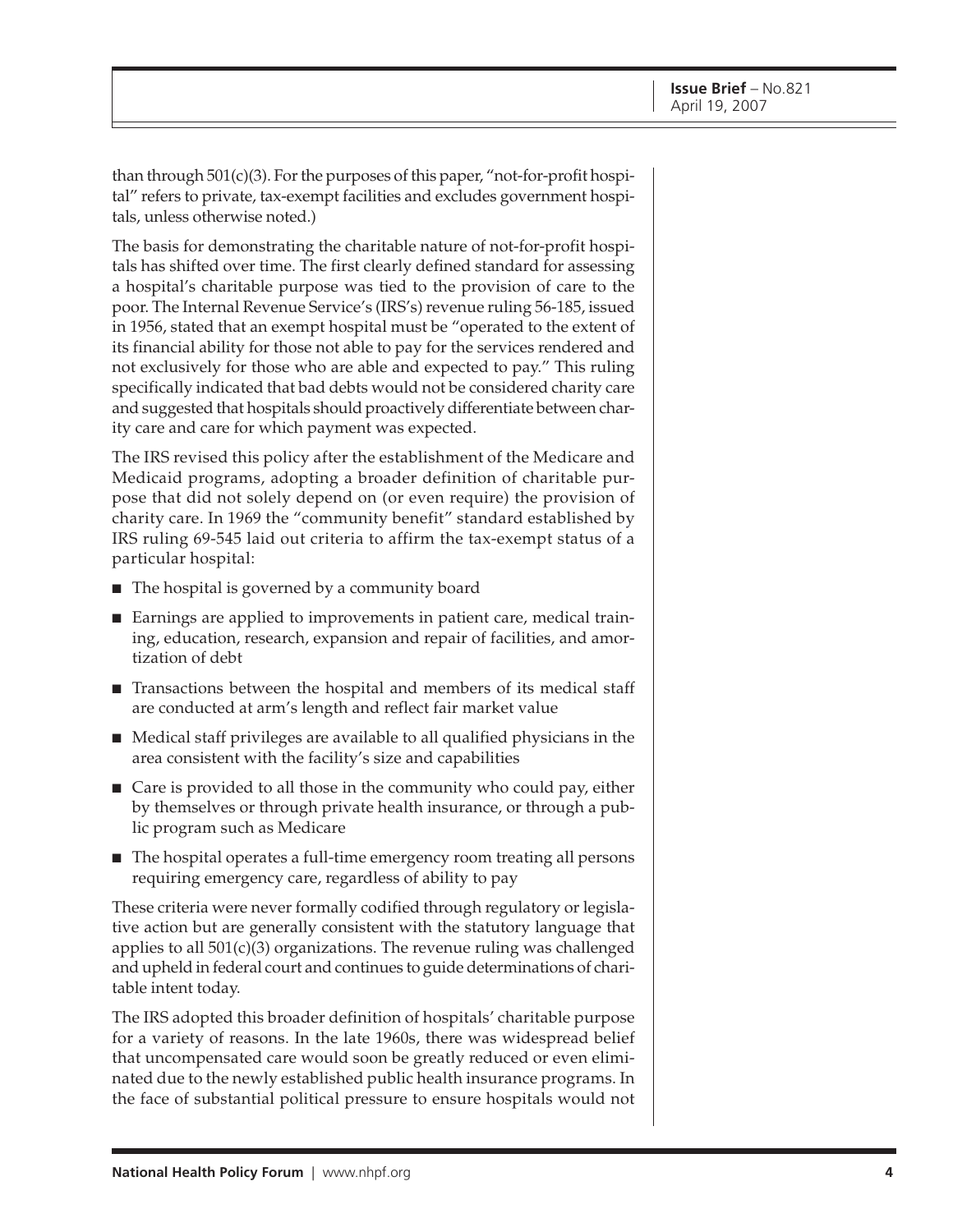than through 501(c)(3). For the purposes of this paper, "not-for-profit hospital" refers to private, tax-exempt facilities and excludes government hospitals, unless otherwise noted.)

The basis for demonstrating the charitable nature of not-for-profit hospitals has shifted over time. The first clearly defined standard for assessing a hospital's charitable purpose was tied to the provision of care to the poor. The Internal Revenue Service's (IRS's) revenue ruling 56-185, issued in 1956, stated that an exempt hospital must be "operated to the extent of its financial ability for those not able to pay for the services rendered and not exclusively for those who are able and expected to pay." This ruling specifically indicated that bad debts would not be considered charity care and suggested that hospitals should proactively differentiate between charity care and care for which payment was expected.

The IRS revised this policy after the establishment of the Medicare and Medicaid programs, adopting a broader definition of charitable purpose that did not solely depend on (or even require) the provision of charity care. In 1969 the "community benefit" standard established by IRS ruling 69-545 laid out criteria to affirm the tax-exempt status of a particular hospital:

- The hospital is governed by a community board
- Earnings are applied to improvements in patient care, medical training, education, research, expansion and repair of facilities, and amortization of debt
- Transactions between the hospital and members of its medical staff are conducted at arm's length and reflect fair market value
- Medical staff privileges are available to all qualified physicians in the area consistent with the facility's size and capabilities
- Care is provided to all those in the community who could pay, either by themselves or through private health insurance, or through a public program such as Medicare
- The hospital operates a full-time emergency room treating all persons requiring emergency care, regardless of ability to pay

These criteria were never formally codified through regulatory or legislative action but are generally consistent with the statutory language that applies to all 501(c)(3) organizations. The revenue ruling was challenged and upheld in federal court and continues to guide determinations of charitable intent today.

The IRS adopted this broader definition of hospitals' charitable purpose for a variety of reasons. In the late 1960s, there was widespread belief that uncompensated care would soon be greatly reduced or even eliminated due to the newly established public health insurance programs. In the face of substantial political pressure to ensure hospitals would not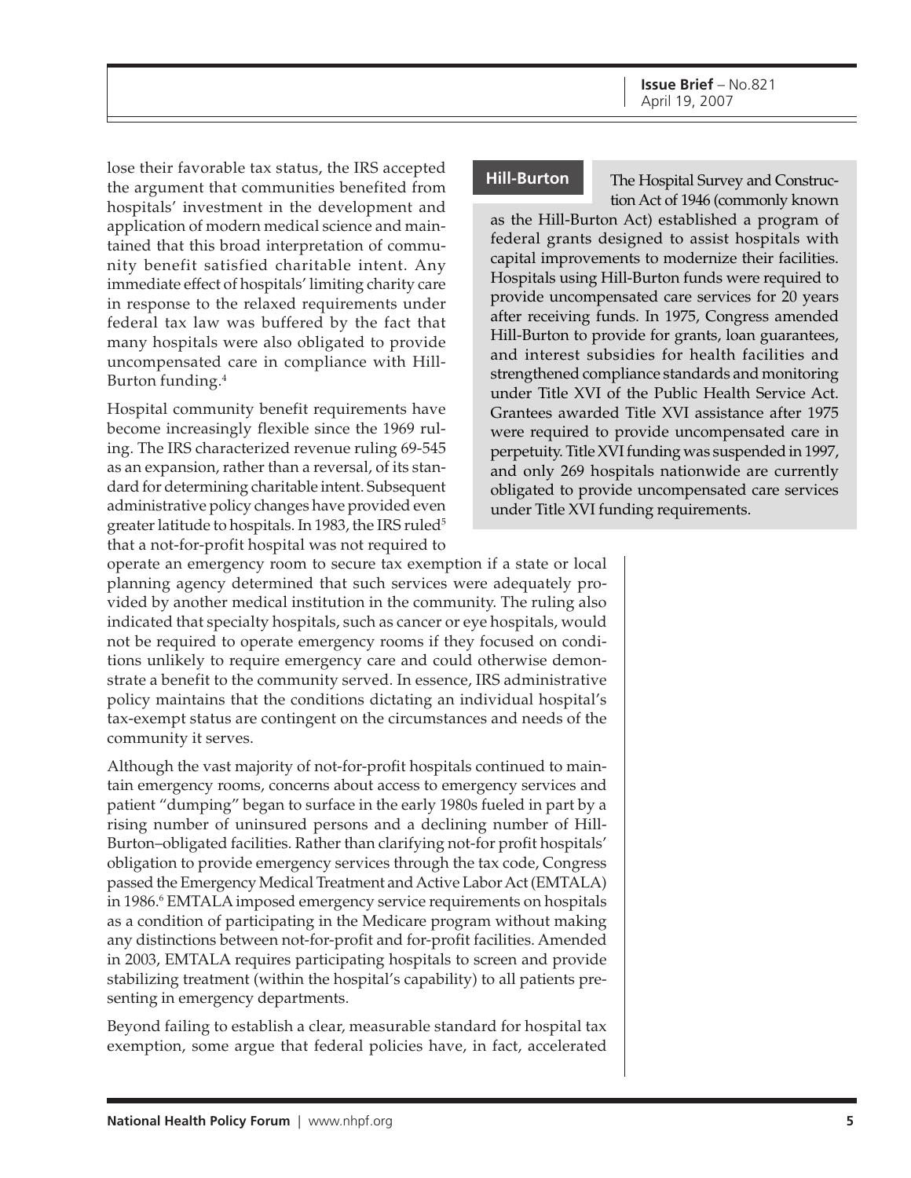lose their favorable tax status, the IRS accepted the argument that communities benefited from hospitals' investment in the development and application of modern medical science and maintained that this broad interpretation of community benefit satisfied charitable intent. Any immediate effect of hospitals' limiting charity care in response to the relaxed requirements under federal tax law was buffered by the fact that many hospitals were also obligated to provide uncompensated care in compliance with Hill-Burton funding.[4]

Hospital community benefit requirements have become increasingly flexible since the 1969 ruling. The IRS characterized revenue ruling 69-545 as an expansion, rather than a reversal, of its standard for determining charitable intent. Subsequent administrative policy changes have provided even greater latitude to hospitals. In 1983, the IRS ruled[5] that a not-for-profit hospital was not required to operate an emergency room to secure tax exemption if a state or local planning agency determined that such services were adequately provided by another medical institution in the community. The ruling also indicated that specialty hospitals, such as cancer or eye hospitals, would not be required to operate emergency rooms if they focused on conditions unlikely to require emergency care and could otherwise demonstrate a benefit to the community served. In essence, IRS administrative policy maintains that the conditions dictating an individual hospital's tax-exempt status are contingent on the circumstances and needs of the community it serves.

Although the vast majority of not-for-profit hospitals continued to maintain emergency rooms, concerns about access to emergency services and patient "dumping" began to surface in the early 1980s fueled in part by a rising number of uninsured persons and a declining number of Hill-Burton–obligated facilities. Rather than clarifying not-for profit hospitals' obligation to provide emergency services through the tax code, Congress passed the Emergency Medical Treatment and Active Labor Act (EMTALA) in 1986.[6] EMTALA imposed emergency service requirements on hospitals as a condition of participating in the Medicare program without making any distinctions between not-for-profit and for-profit facilities. Amended in 2003, EMTALA requires participating hospitals to screen and provide stabilizing treatment (within the hospital's capability) to all patients presenting in emergency departments.

Beyond failing to establish a clear, measurable standard for hospital tax exemption, some argue that federal policies have, in fact, accelerated

**Hill-Burton**

The Hospital Survey and Construction Act of 1946 (commonly known as the Hill-Burton Act) established a program of federal grants designed to assist hospitals with capital improvements to modernize their facilities. Hospitals using Hill-Burton funds were required to provide uncompensated care services for 20 years after receiving funds. In 1975, Congress amended Hill-Burton to provide for grants, loan guarantees, and interest subsidies for health facilities and strengthened compliance standards and monitoring under Title XVI of the Public Health Service Act. Grantees awarded Title XVI assistance after 1975 were required to provide uncompensated care in perpetuity. Title XVI funding was suspended in 1997, and only 269 hospitals nationwide are currently obligated to provide uncompensated care services under Title XVI funding requirements.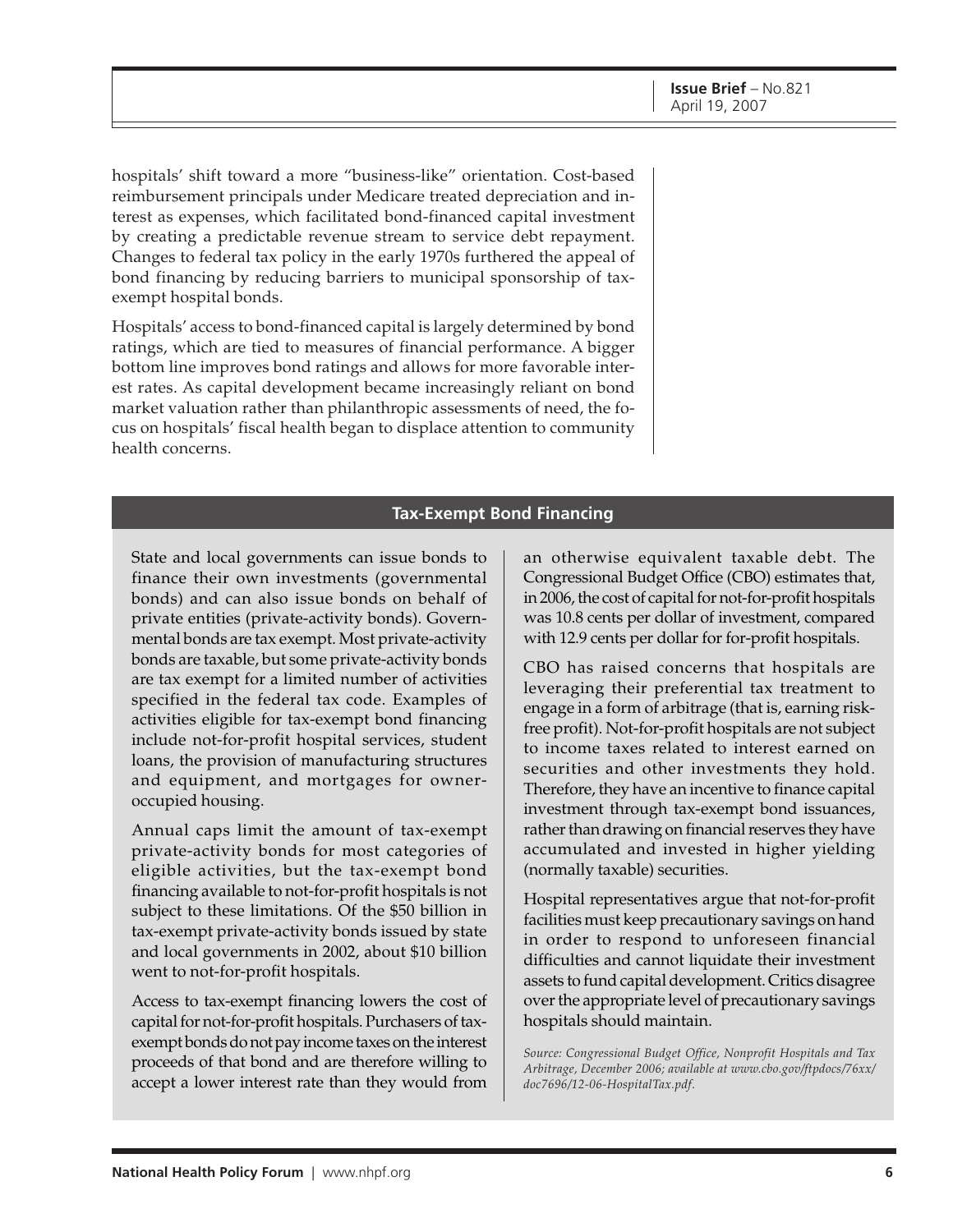hospitals' shift toward a more "business-like" orientation. Cost-based reimbursement principals under Medicare treated depreciation and interest as expenses, which facilitated bond-financed capital investment by creating a predictable revenue stream to service debt repayment. Changes to federal tax policy in the early 1970s furthered the appeal of bond financing by reducing barriers to municipal sponsorship of tax-exempt hospital bonds.

Hospitals' access to bond-financed capital is largely determined by bond ratings, which are tied to measures of financial performance. A bigger bottom line improves bond ratings and allows for more favorable interest rates. As capital development became increasingly reliant on bond market valuation rather than philanthropic assessments of need, the focus on hospitals' fiscal health began to displace attention to community health concerns.

## Tax-Exempt Bond Financing

State and local governments can issue bonds to finance their own investments (governmental bonds) and can also issue bonds on behalf of private entities (private-activity bonds). Governmental bonds are tax exempt. Most private-activity bonds are taxable, but some private-activity bonds are tax exempt for a limited number of activities specified in the federal tax code. Examples of activities eligible for tax-exempt bond financing include not-for-profit hospital services, student loans, the provision of manufacturing structures and equipment, and mortgages for owner-occupied housing.

Annual caps limit the amount of tax-exempt private-activity bonds for most categories of eligible activities, but the tax-exempt bond financing available to not-for-profit hospitals is not subject to these limitations. Of the $50 billion in tax-exempt private-activity bonds issued by state and local governments in 2002, about $10 billion went to not-for-profit hospitals.

Access to tax-exempt financing lowers the cost of capital for not-for-profit hospitals. Purchasers of tax-exempt bonds do not pay income taxes on the interest proceeds of that bond and are therefore willing to accept a lower interest rate than they would from an otherwise equivalent taxable debt. The Congressional Budget Office (CBO) estimates that, in 2006, the cost of capital for not-for-profit hospitals was 10.8 cents per dollar of investment, compared with 12.9 cents per dollar for for-profit hospitals.

CBO has raised concerns that hospitals are leveraging their preferential tax treatment to engage in a form of arbitrage (that is, earning risk-free profit). Not-for-profit hospitals are not subject to income taxes related to interest earned on securities and other investments they hold. Therefore, they have an incentive to finance capital investment through tax-exempt bond issuances, rather than drawing on financial reserves they have accumulated and invested in higher yielding (normally taxable) securities.

Hospital representatives argue that not-for-profit facilities must keep precautionary savings on hand in order to respond to unforeseen financial difficulties and cannot liquidate their investment assets to fund capital development. Critics disagree over the appropriate level of precautionary savings hospitals should maintain.

*Source: Congressional Budget Office, Nonprofit Hospitals and Tax Arbitrage, December 2006; available at www.cbo.gov/ftpdocs/76xx/doc7696/12-06-HospitalTax.pdf.*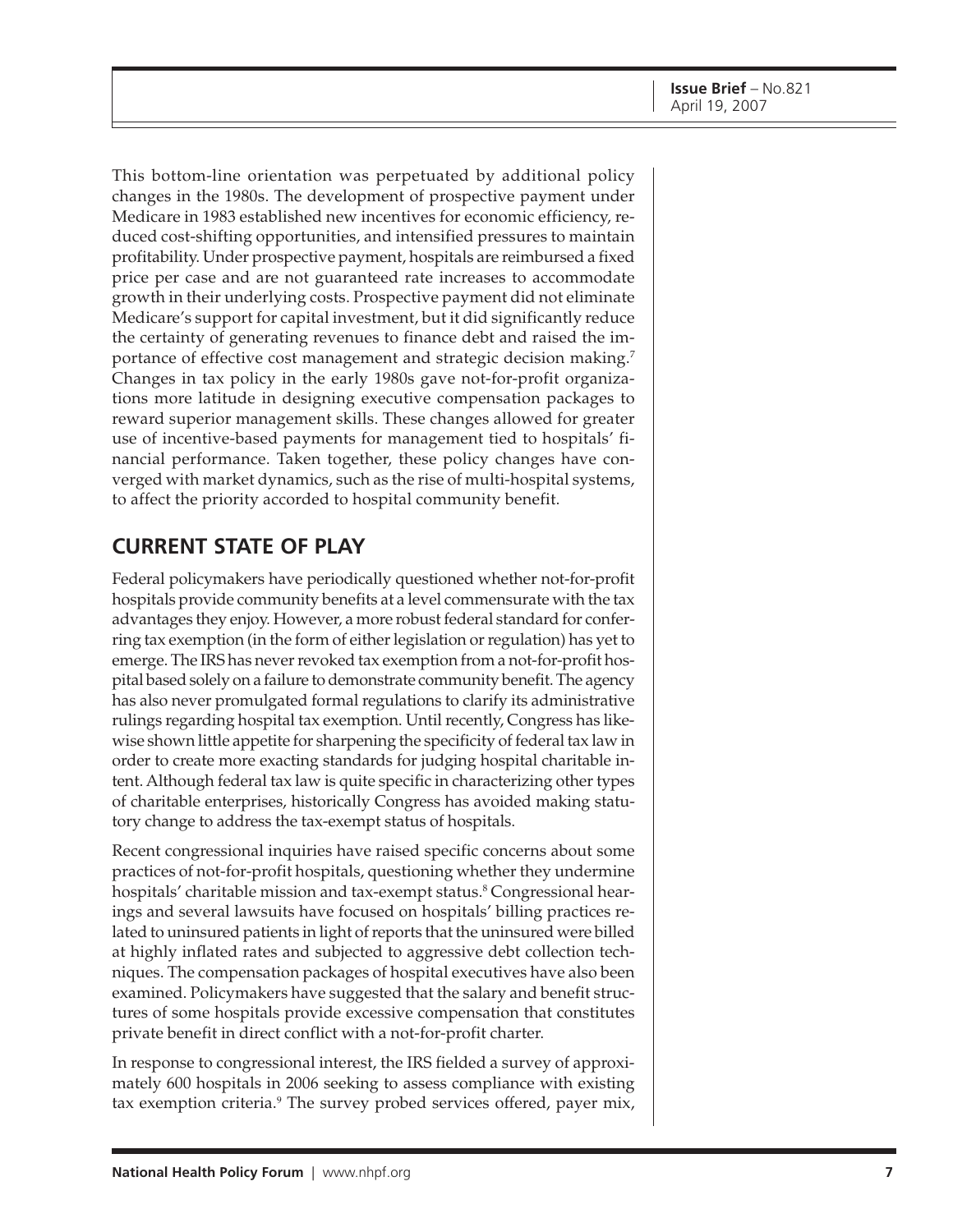This bottom-line orientation was perpetuated by additional policy changes in the 1980s. The development of prospective payment under Medicare in 1983 established new incentives for economic efficiency, reduced cost-shifting opportunities, and intensified pressures to maintain profitability. Under prospective payment, hospitals are reimbursed a fixed price per case and are not guaranteed rate increases to accommodate growth in their underlying costs. Prospective payment did not eliminate Medicare's support for capital investment, but it did significantly reduce the certainty of generating revenues to finance debt and raised the importance of effective cost management and strategic decision making.[7] Changes in tax policy in the early 1980s gave not-for-profit organizations more latitude in designing executive compensation packages to reward superior management skills. These changes allowed for greater use of incentive-based payments for management tied to hospitals' financial performance. Taken together, these policy changes have converged with market dynamics, such as the rise of multi-hospital systems, to affect the priority accorded to hospital community benefit.

## CURRENT STATE OF PLAY

Federal policymakers have periodically questioned whether not-for-profit hospitals provide community benefits at a level commensurate with the tax advantages they enjoy. However, a more robust federal standard for conferring tax exemption (in the form of either legislation or regulation) has yet to emerge. The IRS has never revoked tax exemption from a not-for-profit hospital based solely on a failure to demonstrate community benefit. The agency has also never promulgated formal regulations to clarify its administrative rulings regarding hospital tax exemption. Until recently, Congress has likewise shown little appetite for sharpening the specificity of federal tax law in order to create more exacting standards for judging hospital charitable intent. Although federal tax law is quite specific in characterizing other types of charitable enterprises, historically Congress has avoided making statutory change to address the tax-exempt status of hospitals.

Recent congressional inquiries have raised specific concerns about some practices of not-for-profit hospitals, questioning whether they undermine hospitals' charitable mission and tax-exempt status.[8] Congressional hearings and several lawsuits have focused on hospitals' billing practices related to uninsured patients in light of reports that the uninsured were billed at highly inflated rates and subjected to aggressive debt collection techniques. The compensation packages of hospital executives have also been examined. Policymakers have suggested that the salary and benefit structures of some hospitals provide excessive compensation that constitutes private benefit in direct conflict with a not-for-profit charter.

In response to congressional interest, the IRS fielded a survey of approximately 600 hospitals in 2006 seeking to assess compliance with existing tax exemption criteria.[9] The survey probed services offered, payer mix,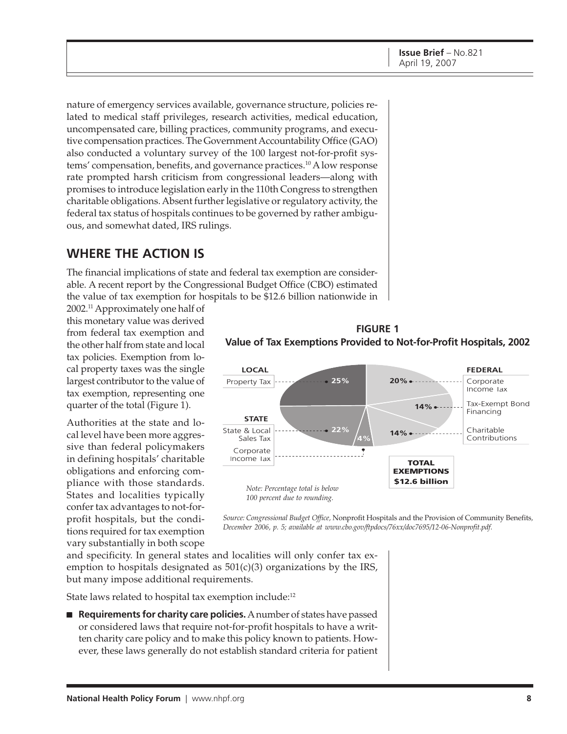nature of emergency services available, governance structure, policies related to medical staff privileges, research activities, medical education, uncompensated care, billing practices, community programs, and executive compensation practices. The Government Accountability Office (GAO) also conducted a voluntary survey of the 100 largest not-for-profit systems' compensation, benefits, and governance practices.[10] A low response rate prompted harsh criticism from congressional leaders—along with promises to introduce legislation early in the 110th Congress to strengthen charitable obligations. Absent further legislative or regulatory activity, the federal tax status of hospitals continues to be governed by rather ambiguous, and somewhat dated, IRS rulings.

## WHERE THE ACTION IS

The financial implications of state and federal tax exemption are considerable. A recent report by the Congressional Budget Office (CBO) estimated the value of tax exemption for hospitals to be $12.6 billion nationwide in 2002.[11] Approximately one half of this monetary value was derived from federal tax exemption and the other half from state and local tax policies. Exemption from local property taxes was the single largest contributor to the value of tax exemption, representing one quarter of the total (Figure 1).

**FIGURE 1**
**Value of Tax Exemptions Provided to Not-for-Profit Hospitals, 2002**

| Level | Tax | Share |
|---|---|---|
| LOCAL | Property Tax | 25% |
| STATE | State & Local Sales Tax | 22% |
| STATE | Corporate Income Tax | 4% |
| FEDERAL | Corporate Income Tax | 20% |
| FEDERAL | Tax-Exempt Bond Financing | 14% |
| FEDERAL | Charitable Contributions | 14% |
| **TOTAL EXEMPTIONS** | | **$12.6 billion** |

*Note: Percentage total is below 100 percent due to rounding.*

*Source: Congressional Budget Office,* Nonprofit Hospitals and the Provision of Community Benefits, *December 2006, p. 5; available at www.cbo.gov/ftpdocs/76xx/doc7695/12-06-Nonprofit.pdf.*

Authorities at the state and local level have been more aggressive than federal policymakers in defining hospitals' charitable obligations and enforcing compliance with those standards. States and localities typically confer tax advantages to not-for-profit hospitals, but the conditions required for tax exemption vary substantially in both scope and specificity. In general states and localities will only confer tax exemption to hospitals designated as 501(c)(3) organizations by the IRS, but many impose additional requirements.

State laws related to hospital tax exemption include:[12]

- **Requirements for charity care policies.** A number of states have passed or considered laws that require not-for-profit hospitals to have a written charity care policy and to make this policy known to patients. However, these laws generally do not establish standard criteria for patient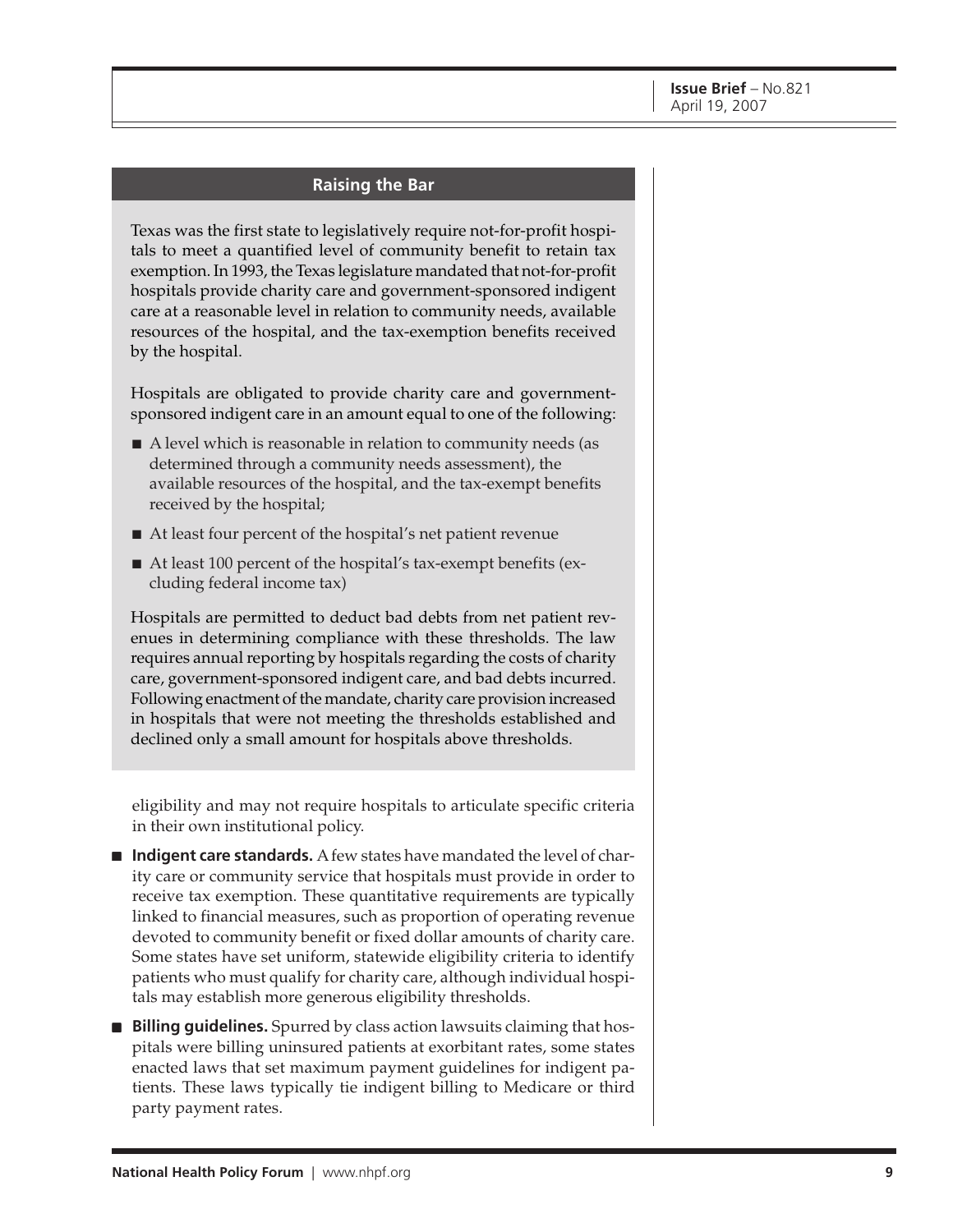### Raising the Bar

Texas was the first state to legislatively require not-for-profit hospitals to meet a quantified level of community benefit to retain tax exemption. In 1993, the Texas legislature mandated that not-for-profit hospitals provide charity care and government-sponsored indigent care at a reasonable level in relation to community needs, available resources of the hospital, and the tax-exemption benefits received by the hospital.

Hospitals are obligated to provide charity care and government-sponsored indigent care in an amount equal to one of the following:

- A level which is reasonable in relation to community needs (as determined through a community needs assessment), the available resources of the hospital, and the tax-exempt benefits received by the hospital;
- At least four percent of the hospital's net patient revenue
- At least 100 percent of the hospital's tax-exempt benefits (excluding federal income tax)

Hospitals are permitted to deduct bad debts from net patient revenues in determining compliance with these thresholds. The law requires annual reporting by hospitals regarding the costs of charity care, government-sponsored indigent care, and bad debts incurred. Following enactment of the mandate, charity care provision increased in hospitals that were not meeting the thresholds established and declined only a small amount for hospitals above thresholds.

---

eligibility and may not require hospitals to articulate specific criteria in their own institutional policy.

- **Indigent care standards.** A few states have mandated the level of charity care or community service that hospitals must provide in order to receive tax exemption. These quantitative requirements are typically linked to financial measures, such as proportion of operating revenue devoted to community benefit or fixed dollar amounts of charity care. Some states have set uniform, statewide eligibility criteria to identify patients who must qualify for charity care, although individual hospitals may establish more generous eligibility thresholds.
- **Billing guidelines.** Spurred by class action lawsuits claiming that hospitals were billing uninsured patients at exorbitant rates, some states enacted laws that set maximum payment guidelines for indigent patients. These laws typically tie indigent billing to Medicare or third party payment rates.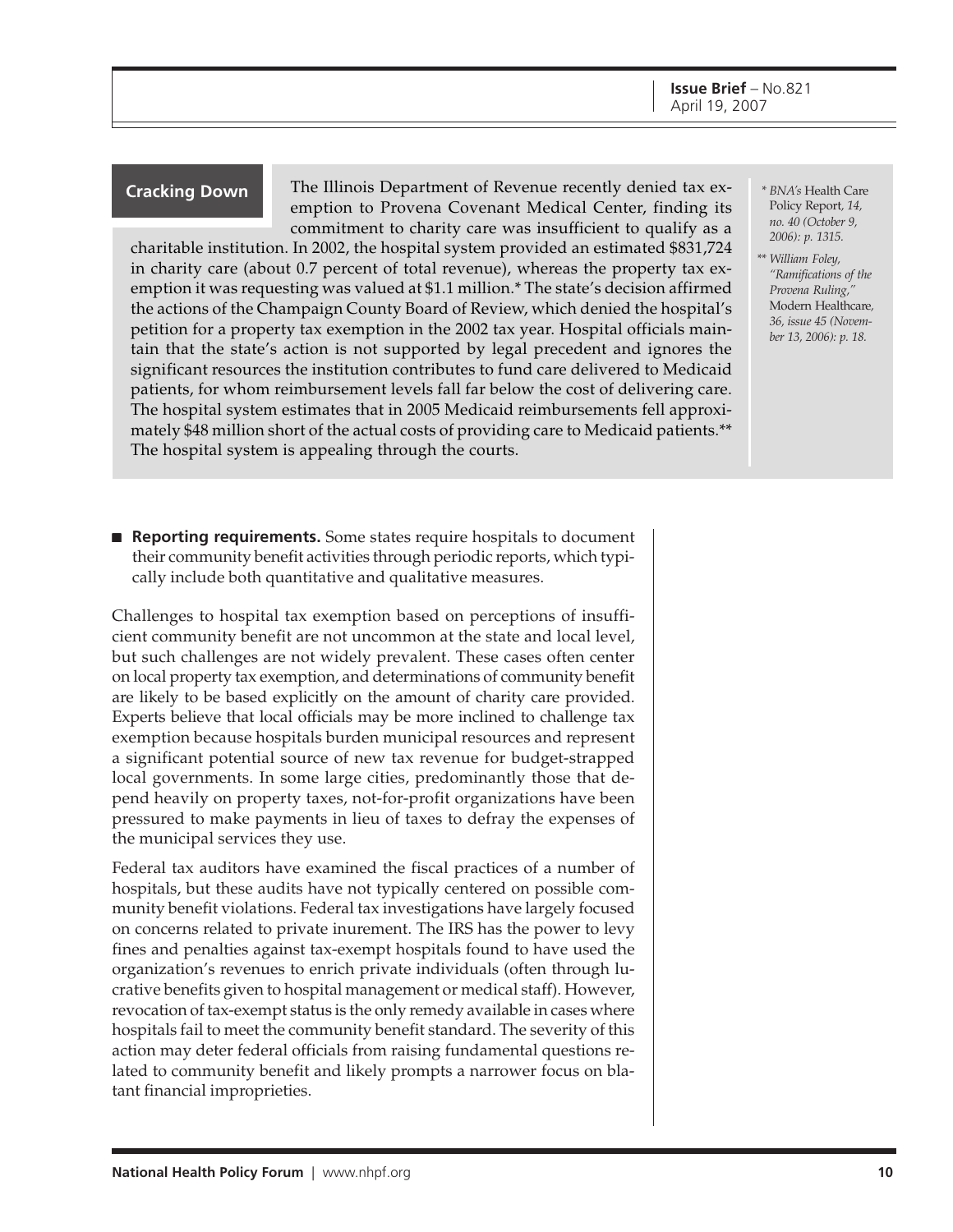## Cracking Down

The Illinois Department of Revenue recently denied tax exemption to Provena Covenant Medical Center, finding its commitment to charity care was insufficient to qualify as a charitable institution. In 2002, the hospital system provided an estimated $831,724 in charity care (about 0.7 percent of total revenue), whereas the property tax exemption it was requesting was valued at $1.1 million.* The state's decision affirmed the actions of the Champaign County Board of Review, which denied the hospital's petition for a property tax exemption in the 2002 tax year. Hospital officials maintain that the state's action is not supported by legal precedent and ignores the significant resources the institution contributes to fund care delivered to Medicaid patients, for whom reimbursement levels fall far below the cost of delivering care. The hospital system estimates that in 2005 Medicaid reimbursements fell approximately $48 million short of the actual costs of providing care to Medicaid patients.** The hospital system is appealing through the courts.

\* *BNA's* Health Care Policy Report, *14, no. 40 (October 9, 2006): p. 1315.*

\*\* *William Foley, "Ramifications of the Provena Ruling,"* Modern Healthcare, *36, issue 45 (November 13, 2006): p. 18.*

- **Reporting requirements.** Some states require hospitals to document their community benefit activities through periodic reports, which typically include both quantitative and qualitative measures.

Challenges to hospital tax exemption based on perceptions of insufficient community benefit are not uncommon at the state and local level, but such challenges are not widely prevalent. These cases often center on local property tax exemption, and determinations of community benefit are likely to be based explicitly on the amount of charity care provided. Experts believe that local officials may be more inclined to challenge tax exemption because hospitals burden municipal resources and represent a significant potential source of new tax revenue for budget-strapped local governments. In some large cities, predominantly those that depend heavily on property taxes, not-for-profit organizations have been pressured to make payments in lieu of taxes to defray the expenses of the municipal services they use.

Federal tax auditors have examined the fiscal practices of a number of hospitals, but these audits have not typically centered on possible community benefit violations. Federal tax investigations have largely focused on concerns related to private inurement. The IRS has the power to levy fines and penalties against tax-exempt hospitals found to have used the organization's revenues to enrich private individuals (often through lucrative benefits given to hospital management or medical staff). However, revocation of tax-exempt status is the only remedy available in cases where hospitals fail to meet the community benefit standard. The severity of this action may deter federal officials from raising fundamental questions related to community benefit and likely prompts a narrower focus on blatant financial improprieties.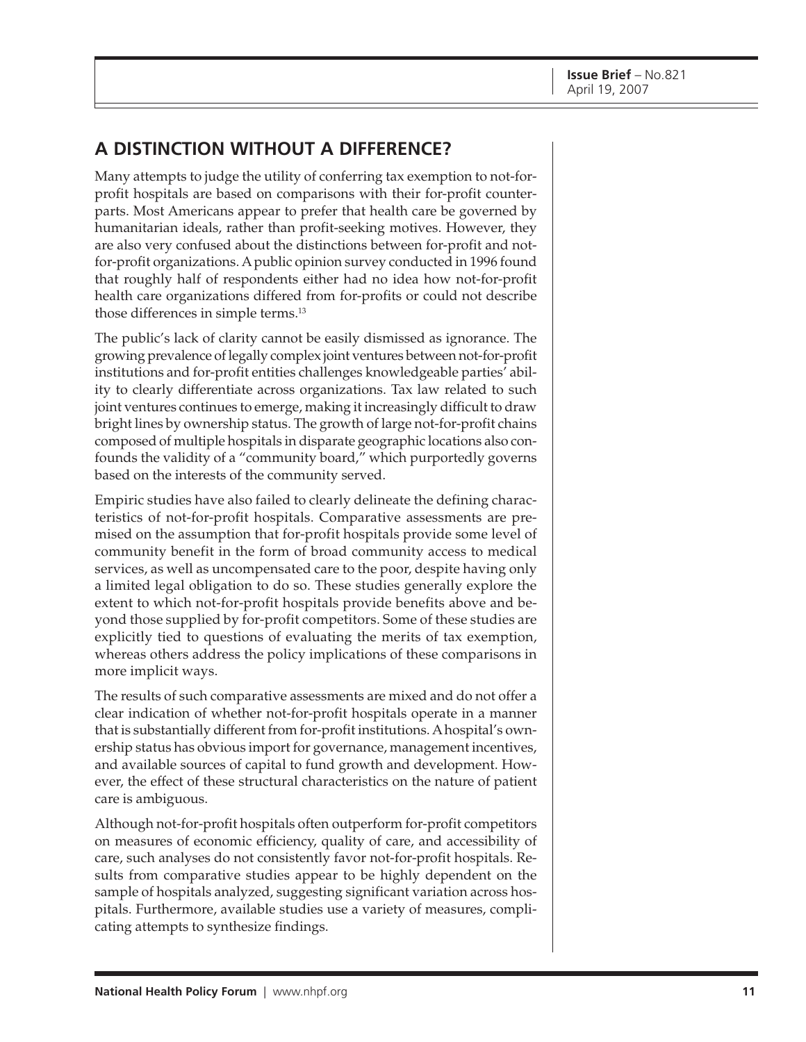## A DISTINCTION WITHOUT A DIFFERENCE?

Many attempts to judge the utility of conferring tax exemption to not-for-profit hospitals are based on comparisons with their for-profit counterparts. Most Americans appear to prefer that health care be governed by humanitarian ideals, rather than profit-seeking motives. However, they are also very confused about the distinctions between for-profit and not-for-profit organizations. A public opinion survey conducted in 1996 found that roughly half of respondents either had no idea how not-for-profit health care organizations differed from for-profits or could not describe those differences in simple terms.[13]

The public's lack of clarity cannot be easily dismissed as ignorance. The growing prevalence of legally complex joint ventures between not-for-profit institutions and for-profit entities challenges knowledgeable parties' ability to clearly differentiate across organizations. Tax law related to such joint ventures continues to emerge, making it increasingly difficult to draw bright lines by ownership status. The growth of large not-for-profit chains composed of multiple hospitals in disparate geographic locations also confounds the validity of a "community board," which purportedly governs based on the interests of the community served.

Empiric studies have also failed to clearly delineate the defining characteristics of not-for-profit hospitals. Comparative assessments are premised on the assumption that for-profit hospitals provide some level of community benefit in the form of broad community access to medical services, as well as uncompensated care to the poor, despite having only a limited legal obligation to do so. These studies generally explore the extent to which not-for-profit hospitals provide benefits above and beyond those supplied by for-profit competitors. Some of these studies are explicitly tied to questions of evaluating the merits of tax exemption, whereas others address the policy implications of these comparisons in more implicit ways.

The results of such comparative assessments are mixed and do not offer a clear indication of whether not-for-profit hospitals operate in a manner that is substantially different from for-profit institutions. A hospital's ownership status has obvious import for governance, management incentives, and available sources of capital to fund growth and development. However, the effect of these structural characteristics on the nature of patient care is ambiguous.

Although not-for-profit hospitals often outperform for-profit competitors on measures of economic efficiency, quality of care, and accessibility of care, such analyses do not consistently favor not-for-profit hospitals. Results from comparative studies appear to be highly dependent on the sample of hospitals analyzed, suggesting significant variation across hospitals. Furthermore, available studies use a variety of measures, complicating attempts to synthesize findings.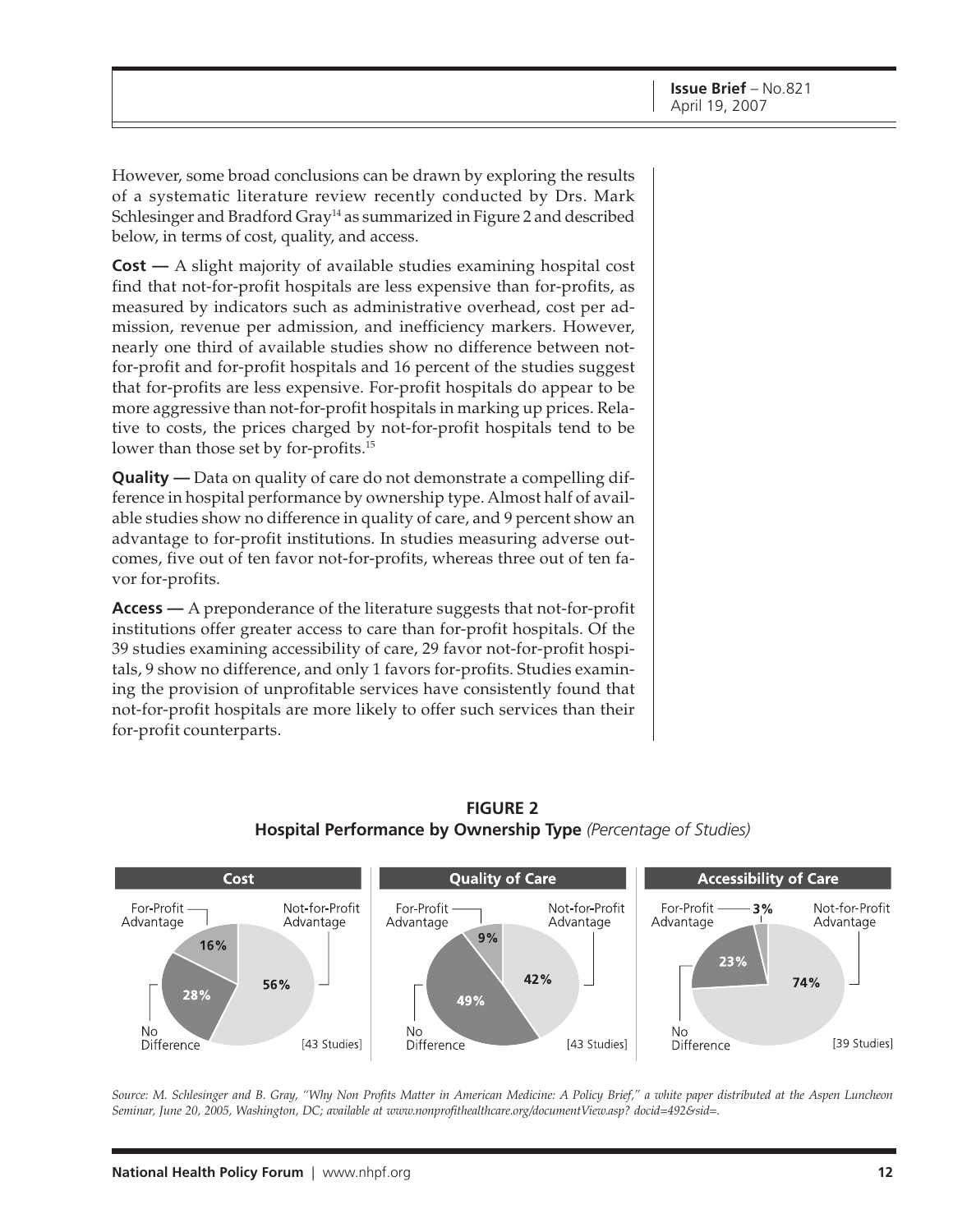However, some broad conclusions can be drawn by exploring the results of a systematic literature review recently conducted by Drs. Mark Schlesinger and Bradford Gray[14] as summarized in Figure 2 and described below, in terms of cost, quality, and access.

**Cost —** A slight majority of available studies examining hospital cost find that not-for-profit hospitals are less expensive than for-profits, as measured by indicators such as administrative overhead, cost per admission, revenue per admission, and inefficiency markers. However, nearly one third of available studies show no difference between not-for-profit and for-profit hospitals and 16 percent of the studies suggest that for-profits are less expensive. For-profit hospitals do appear to be more aggressive than not-for-profit hospitals in marking up prices. Relative to costs, the prices charged by not-for-profit hospitals tend to be lower than those set by for-profits.[15]

**Quality —** Data on quality of care do not demonstrate a compelling difference in hospital performance by ownership type. Almost half of available studies show no difference in quality of care, and 9 percent show an advantage to for-profit institutions. In studies measuring adverse outcomes, five out of ten favor not-for-profits, whereas three out of ten favor for-profits.

**Access —** A preponderance of the literature suggests that not-for-profit institutions offer greater access to care than for-profit hospitals. Of the 39 studies examining accessibility of care, 29 favor not-for-profit hospitals, 9 show no difference, and only 1 favors for-profits. Studies examining the provision of unprofitable services have consistently found that not-for-profit hospitals are more likely to offer such services than their for-profit counterparts.

**FIGURE 2**
**Hospital Performance by Ownership Type** *(Percentage of Studies)*

| | Cost [43 Studies] | Quality of Care [43 Studies] | Accessibility of Care [39 Studies] |
|---|---|---|---|
| For-Profit Advantage | 16% | 9% | 3% |
| No Difference | 28% | 49% | 23% |
| Not-for-Profit Advantage | 56% | 42% | 74% |

*Source: M. Schlesinger and B. Gray, "Why Non Profits Matter in American Medicine: A Policy Brief," a white paper distributed at the Aspen Luncheon Seminar, June 20, 2005, Washington, DC; available at www.nonprofithealthcare.org/documentView.asp? docid=492&sid=.*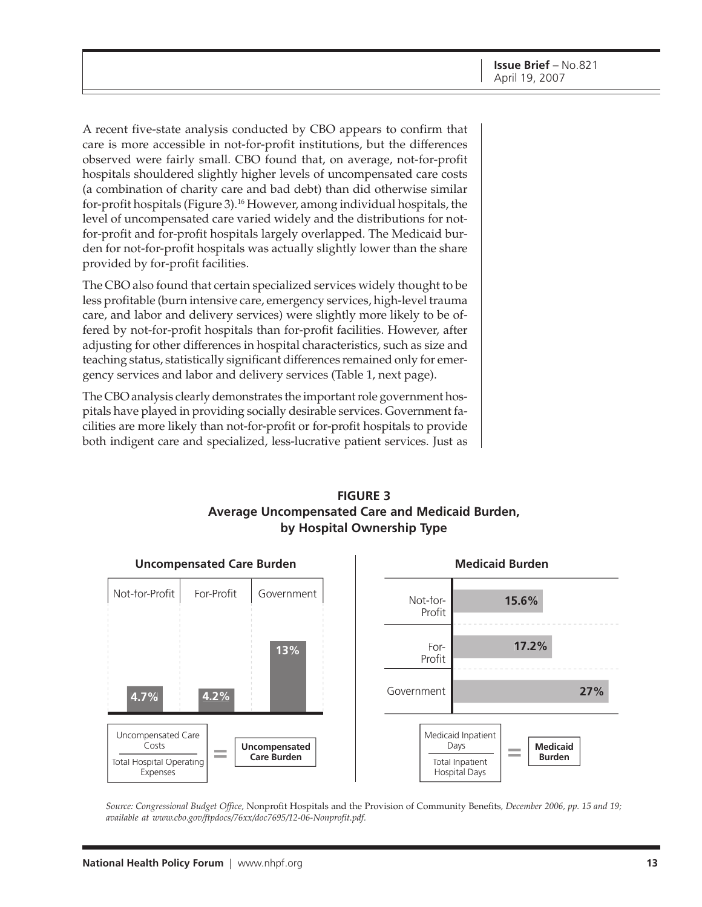A recent five-state analysis conducted by CBO appears to confirm that care is more accessible in not-for-profit institutions, but the differences observed were fairly small. CBO found that, on average, not-for-profit hospitals shouldered slightly higher levels of uncompensated care costs (a combination of charity care and bad debt) than did otherwise similar for-profit hospitals (Figure 3).[16] However, among individual hospitals, the level of uncompensated care varied widely and the distributions for not-for-profit and for-profit hospitals largely overlapped. The Medicaid burden for not-for-profit hospitals was actually slightly lower than the share provided by for-profit facilities.

The CBO also found that certain specialized services widely thought to be less profitable (burn intensive care, emergency services, high-level trauma care, and labor and delivery services) were slightly more likely to be offered by not-for-profit hospitals than for-profit facilities. However, after adjusting for other differences in hospital characteristics, such as size and teaching status, statistically significant differences remained only for emergency services and labor and delivery services (Table 1, next page).

The CBO analysis clearly demonstrates the important role government hospitals have played in providing socially desirable services. Government facilities are more likely than not-for-profit or for-profit hospitals to provide both indigent care and specialized, less-lucrative patient services. Just as

**FIGURE 3**
**Average Uncompensated Care and Medicaid Burden, by Hospital Ownership Type**

**Uncompensated Care Burden**

| Not-for-Profit | For-Profit | Government |
|---|---|---|
| 4.7% | 4.2% | 13% |

Uncompensated Care Costs / Total Hospital Operating Expenses = **Uncompensated Care Burden**

**Medicaid Burden**

| Ownership Type | Medicaid Burden |
|---|---|
| Not-for-Profit | 15.6% |
| For-Profit | 17.2% |
| Government | 27% |

Medicaid Inpatient Days / Total Inpatient Hospital Days = **Medicaid Burden**

*Source: Congressional Budget Office,* Nonprofit Hospitals and the Provision of Community Benefits*, December 2006, pp. 15 and 19; available at www.cbo.gov/ftpdocs/76xx/doc7695/12-06-Nonprofit.pdf.*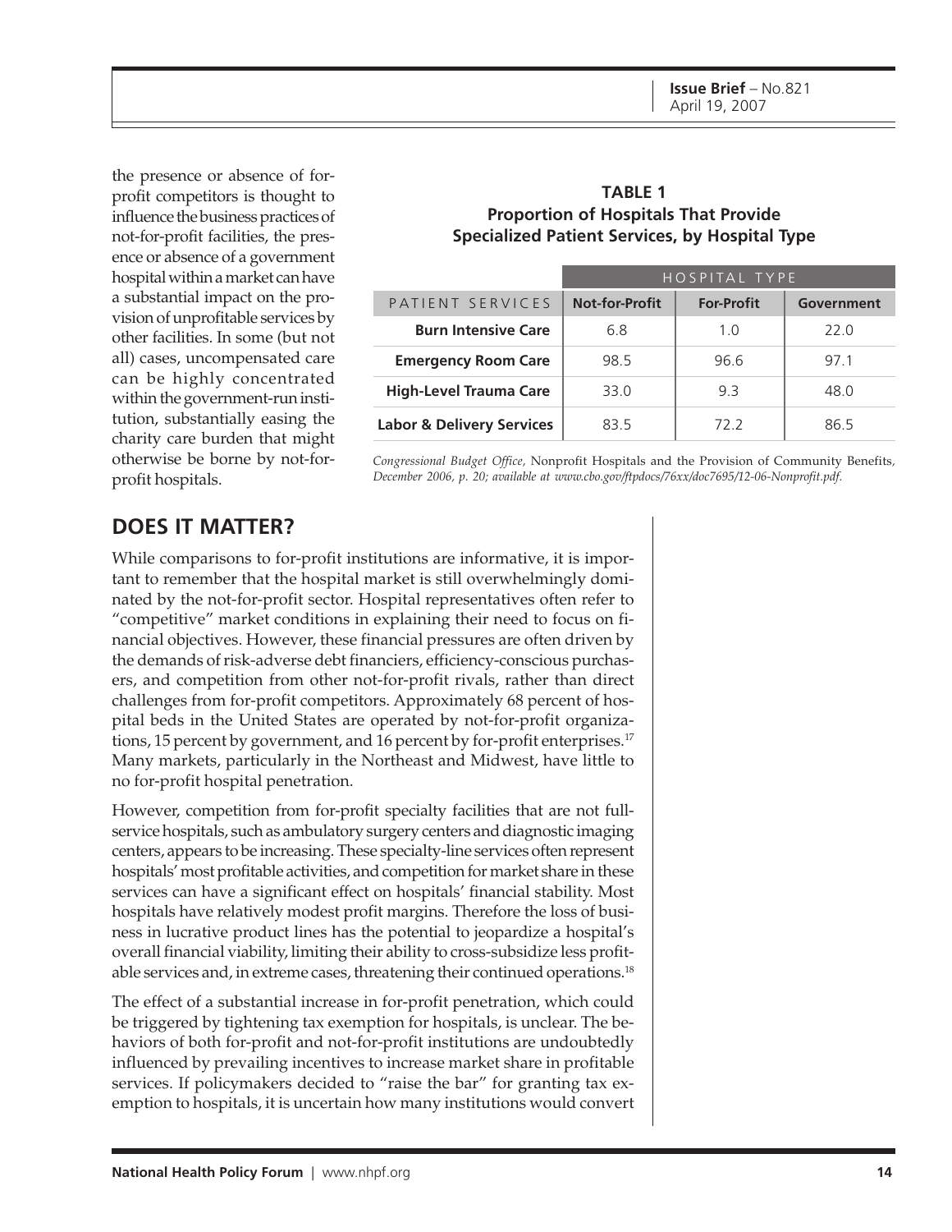the presence or absence of for-profit competitors is thought to influence the business practices of not-for-profit facilities, the presence or absence of a government hospital within a market can have a substantial impact on the provision of unprofitable services by other facilities. In some (but not all) cases, uncompensated care can be highly concentrated within the government-run institution, substantially easing the charity care burden that might otherwise be borne by not-for-profit hospitals.

**TABLE 1**
**Proportion of Hospitals That Provide Specialized Patient Services, by Hospital Type**

| | HOSPITAL TYPE | | |
|---|---|---|---|
| PATIENT SERVICES | Not-for-Profit | For-Profit | Government |
| **Burn Intensive Care** | 6.8 | 1.0 | 22.0 |
| **Emergency Room Care** | 98.5 | 96.6 | 97.1 |
| **High-Level Trauma Care** | 33.0 | 9.3 | 48.0 |
| **Labor & Delivery Services** | 83.5 | 72.2 | 86.5 |

*Congressional Budget Office,* Nonprofit Hospitals and the Provision of Community Benefits*, December 2006, p. 20; available at www.cbo.gov/ftpdocs/76xx/doc7695/12-06-Nonprofit.pdf.*

## DOES IT MATTER?

While comparisons to for-profit institutions are informative, it is important to remember that the hospital market is still overwhelmingly dominated by the not-for-profit sector. Hospital representatives often refer to "competitive" market conditions in explaining their need to focus on financial objectives. However, these financial pressures are often driven by the demands of risk-adverse debt financiers, efficiency-conscious purchasers, and competition from other not-for-profit rivals, rather than direct challenges from for-profit competitors. Approximately 68 percent of hospital beds in the United States are operated by not-for-profit organizations, 15 percent by government, and 16 percent by for-profit enterprises.[17] Many markets, particularly in the Northeast and Midwest, have little to no for-profit hospital penetration.

However, competition from for-profit specialty facilities that are not full-service hospitals, such as ambulatory surgery centers and diagnostic imaging centers, appears to be increasing. These specialty-line services often represent hospitals' most profitable activities, and competition for market share in these services can have a significant effect on hospitals' financial stability. Most hospitals have relatively modest profit margins. Therefore the loss of business in lucrative product lines has the potential to jeopardize a hospital's overall financial viability, limiting their ability to cross-subsidize less profitable services and, in extreme cases, threatening their continued operations.[18]

The effect of a substantial increase in for-profit penetration, which could be triggered by tightening tax exemption for hospitals, is unclear. The behaviors of both for-profit and not-for-profit institutions are undoubtedly influenced by prevailing incentives to increase market share in profitable services. If policymakers decided to "raise the bar" for granting tax exemption to hospitals, it is uncertain how many institutions would convert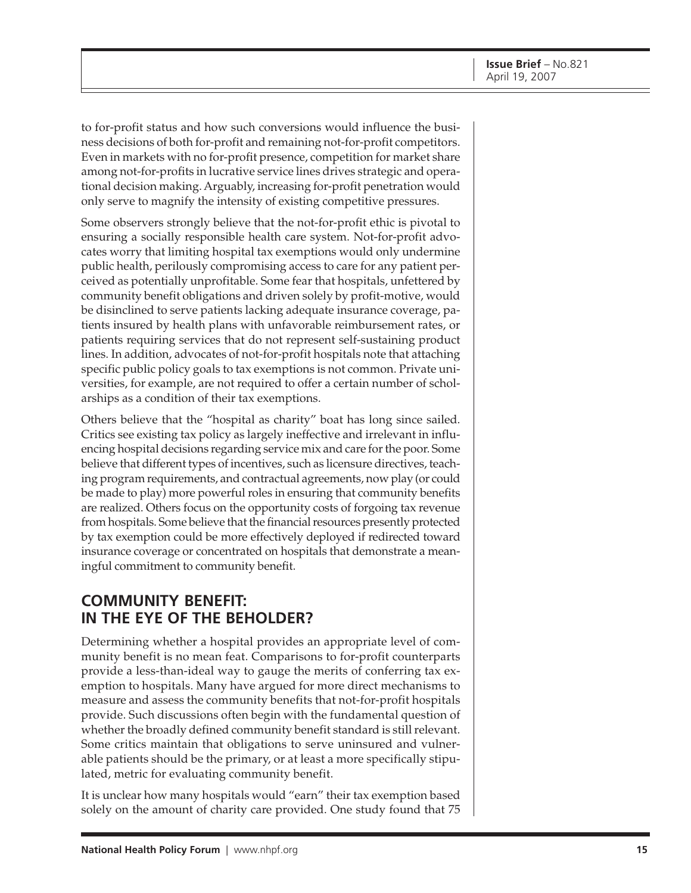to for-profit status and how such conversions would influence the business decisions of both for-profit and remaining not-for-profit competitors. Even in markets with no for-profit presence, competition for market share among not-for-profits in lucrative service lines drives strategic and operational decision making. Arguably, increasing for-profit penetration would only serve to magnify the intensity of existing competitive pressures.

Some observers strongly believe that the not-for-profit ethic is pivotal to ensuring a socially responsible health care system. Not-for-profit advocates worry that limiting hospital tax exemptions would only undermine public health, perilously compromising access to care for any patient perceived as potentially unprofitable. Some fear that hospitals, unfettered by community benefit obligations and driven solely by profit-motive, would be disinclined to serve patients lacking adequate insurance coverage, patients insured by health plans with unfavorable reimbursement rates, or patients requiring services that do not represent self-sustaining product lines. In addition, advocates of not-for-profit hospitals note that attaching specific public policy goals to tax exemptions is not common. Private universities, for example, are not required to offer a certain number of scholarships as a condition of their tax exemptions.

Others believe that the "hospital as charity" boat has long since sailed. Critics see existing tax policy as largely ineffective and irrelevant in influencing hospital decisions regarding service mix and care for the poor. Some believe that different types of incentives, such as licensure directives, teaching program requirements, and contractual agreements, now play (or could be made to play) more powerful roles in ensuring that community benefits are realized. Others focus on the opportunity costs of forgoing tax revenue from hospitals. Some believe that the financial resources presently protected by tax exemption could be more effectively deployed if redirected toward insurance coverage or concentrated on hospitals that demonstrate a meaningful commitment to community benefit.

## COMMUNITY BENEFIT: IN THE EYE OF THE BEHOLDER?

Determining whether a hospital provides an appropriate level of community benefit is no mean feat. Comparisons to for-profit counterparts provide a less-than-ideal way to gauge the merits of conferring tax exemption to hospitals. Many have argued for more direct mechanisms to measure and assess the community benefits that not-for-profit hospitals provide. Such discussions often begin with the fundamental question of whether the broadly defined community benefit standard is still relevant. Some critics maintain that obligations to serve uninsured and vulnerable patients should be the primary, or at least a more specifically stipulated, metric for evaluating community benefit.

It is unclear how many hospitals would "earn" their tax exemption based solely on the amount of charity care provided. One study found that 75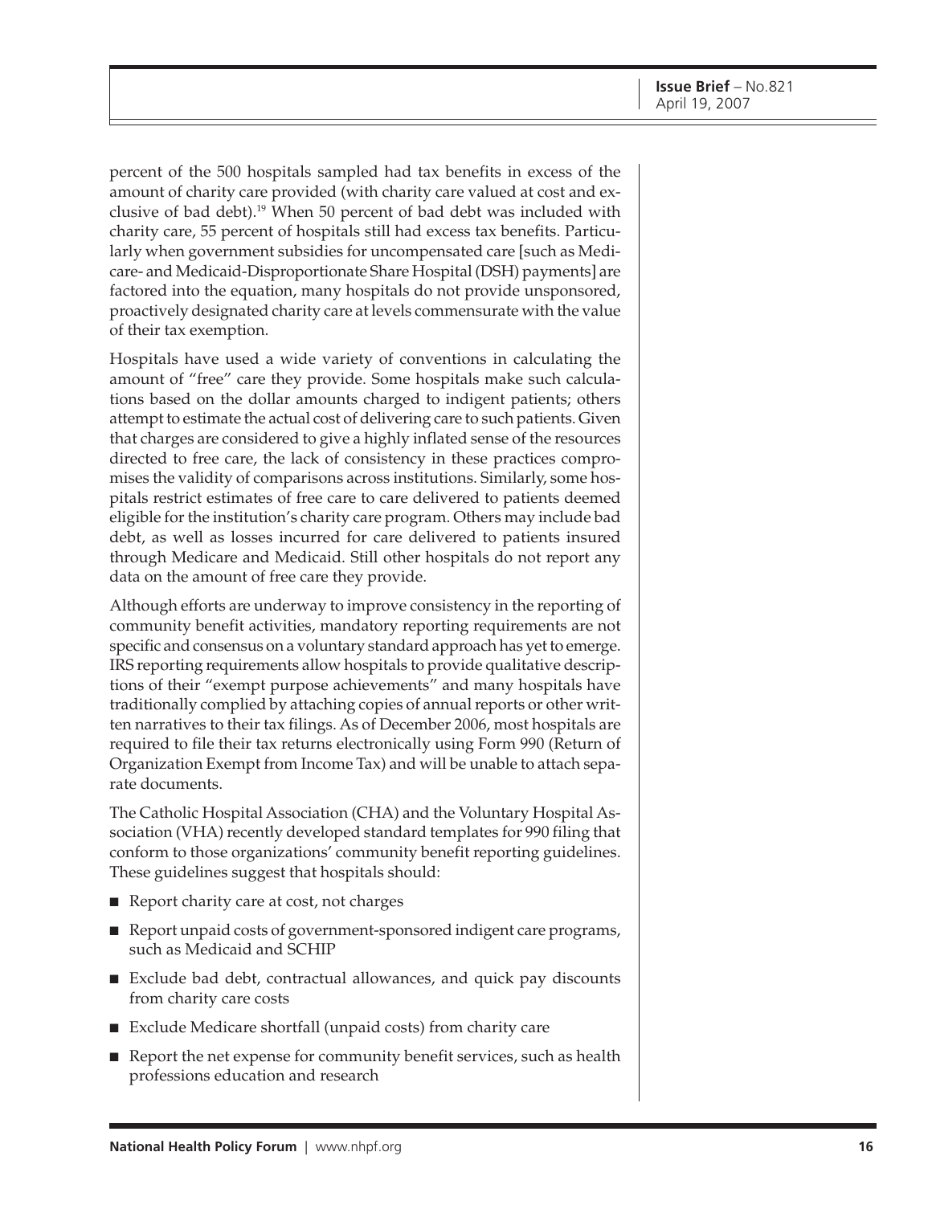percent of the 500 hospitals sampled had tax benefits in excess of the amount of charity care provided (with charity care valued at cost and exclusive of bad debt).[19] When 50 percent of bad debt was included with charity care, 55 percent of hospitals still had excess tax benefits. Particularly when government subsidies for uncompensated care [such as Medicare- and Medicaid-Disproportionate Share Hospital (DSH) payments] are factored into the equation, many hospitals do not provide unsponsored, proactively designated charity care at levels commensurate with the value of their tax exemption.

Hospitals have used a wide variety of conventions in calculating the amount of "free" care they provide. Some hospitals make such calculations based on the dollar amounts charged to indigent patients; others attempt to estimate the actual cost of delivering care to such patients. Given that charges are considered to give a highly inflated sense of the resources directed to free care, the lack of consistency in these practices compromises the validity of comparisons across institutions. Similarly, some hospitals restrict estimates of free care to care delivered to patients deemed eligible for the institution's charity care program. Others may include bad debt, as well as losses incurred for care delivered to patients insured through Medicare and Medicaid. Still other hospitals do not report any data on the amount of free care they provide.

Although efforts are underway to improve consistency in the reporting of community benefit activities, mandatory reporting requirements are not specific and consensus on a voluntary standard approach has yet to emerge. IRS reporting requirements allow hospitals to provide qualitative descriptions of their "exempt purpose achievements" and many hospitals have traditionally complied by attaching copies of annual reports or other written narratives to their tax filings. As of December 2006, most hospitals are required to file their tax returns electronically using Form 990 (Return of Organization Exempt from Income Tax) and will be unable to attach separate documents.

The Catholic Hospital Association (CHA) and the Voluntary Hospital Association (VHA) recently developed standard templates for 990 filing that conform to those organizations' community benefit reporting guidelines. These guidelines suggest that hospitals should:

- Report charity care at cost, not charges
- Report unpaid costs of government-sponsored indigent care programs, such as Medicaid and SCHIP
- Exclude bad debt, contractual allowances, and quick pay discounts from charity care costs
- Exclude Medicare shortfall (unpaid costs) from charity care
- Report the net expense for community benefit services, such as health professions education and research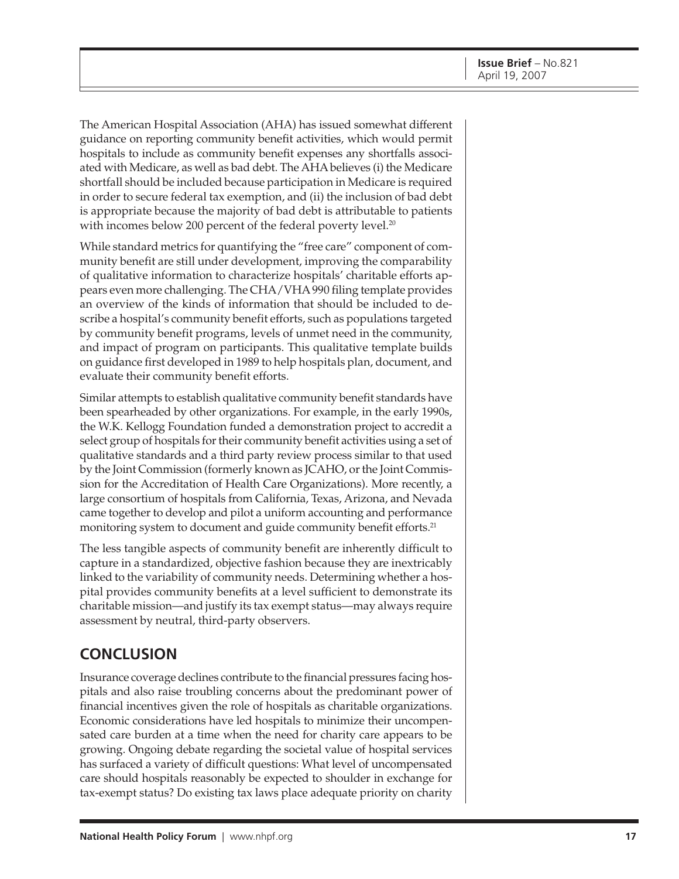The American Hospital Association (AHA) has issued somewhat different guidance on reporting community benefit activities, which would permit hospitals to include as community benefit expenses any shortfalls associated with Medicare, as well as bad debt. The AHA believes (i) the Medicare shortfall should be included because participation in Medicare is required in order to secure federal tax exemption, and (ii) the inclusion of bad debt is appropriate because the majority of bad debt is attributable to patients with incomes below 200 percent of the federal poverty level.[20]

While standard metrics for quantifying the "free care" component of community benefit are still under development, improving the comparability of qualitative information to characterize hospitals' charitable efforts appears even more challenging. The CHA/VHA 990 filing template provides an overview of the kinds of information that should be included to describe a hospital's community benefit efforts, such as populations targeted by community benefit programs, levels of unmet need in the community, and impact of program on participants. This qualitative template builds on guidance first developed in 1989 to help hospitals plan, document, and evaluate their community benefit efforts.

Similar attempts to establish qualitative community benefit standards have been spearheaded by other organizations. For example, in the early 1990s, the W.K. Kellogg Foundation funded a demonstration project to accredit a select group of hospitals for their community benefit activities using a set of qualitative standards and a third party review process similar to that used by the Joint Commission (formerly known as JCAHO, or the Joint Commission for the Accreditation of Health Care Organizations). More recently, a large consortium of hospitals from California, Texas, Arizona, and Nevada came together to develop and pilot a uniform accounting and performance monitoring system to document and guide community benefit efforts.[21]

The less tangible aspects of community benefit are inherently difficult to capture in a standardized, objective fashion because they are inextricably linked to the variability of community needs. Determining whether a hospital provides community benefits at a level sufficient to demonstrate its charitable mission—and justify its tax exempt status—may always require assessment by neutral, third-party observers.

## CONCLUSION

Insurance coverage declines contribute to the financial pressures facing hospitals and also raise troubling concerns about the predominant power of financial incentives given the role of hospitals as charitable organizations. Economic considerations have led hospitals to minimize their uncompensated care burden at a time when the need for charity care appears to be growing. Ongoing debate regarding the societal value of hospital services has surfaced a variety of difficult questions: What level of uncompensated care should hospitals reasonably be expected to shoulder in exchange for tax-exempt status? Do existing tax laws place adequate priority on charity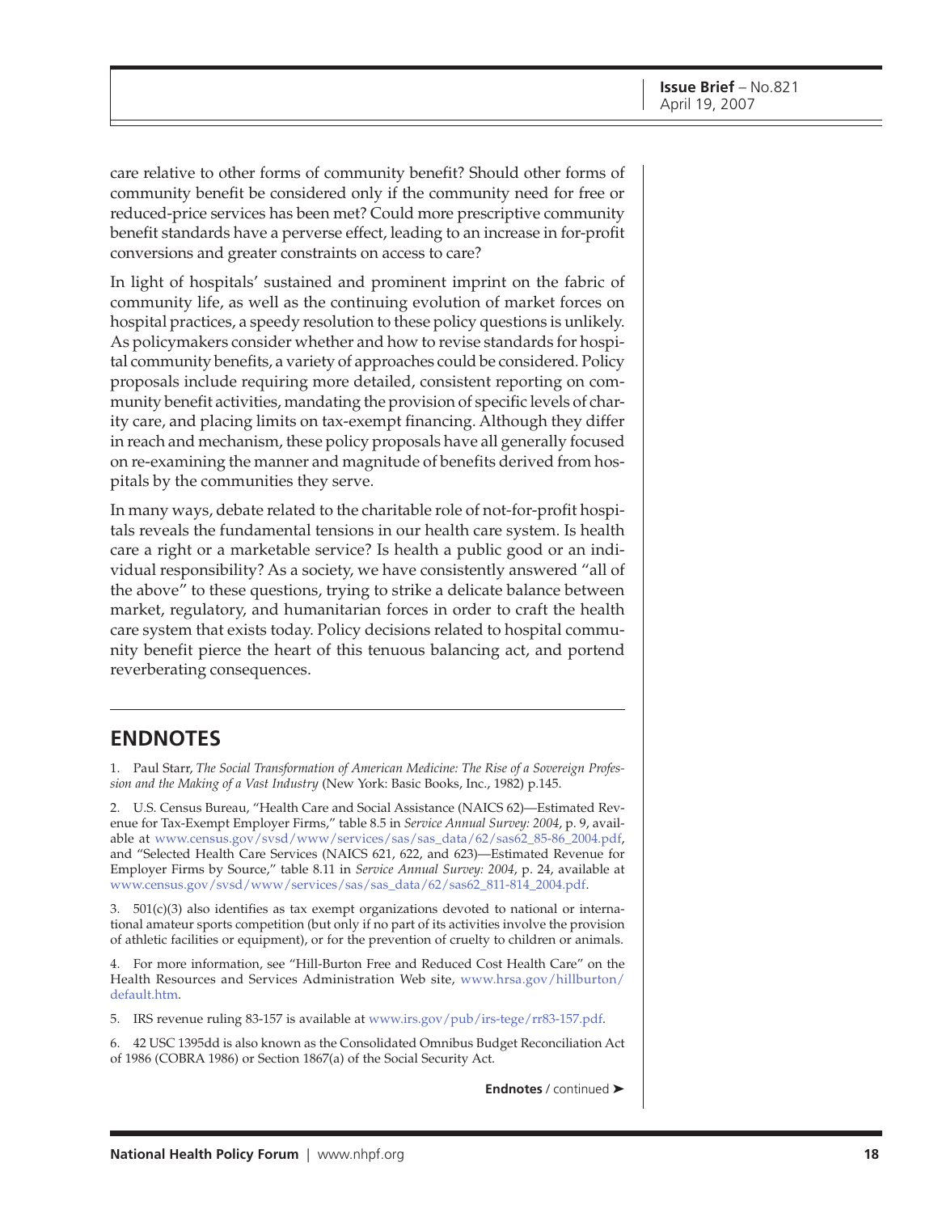care relative to other forms of community benefit? Should other forms of community benefit be considered only if the community need for free or reduced-price services has been met? Could more prescriptive community benefit standards have a perverse effect, leading to an increase in for-profit conversions and greater constraints on access to care?

In light of hospitals' sustained and prominent imprint on the fabric of community life, as well as the continuing evolution of market forces on hospital practices, a speedy resolution to these policy questions is unlikely. As policymakers consider whether and how to revise standards for hospital community benefits, a variety of approaches could be considered. Policy proposals include requiring more detailed, consistent reporting on community benefit activities, mandating the provision of specific levels of charity care, and placing limits on tax-exempt financing. Although they differ in reach and mechanism, these policy proposals have all generally focused on re-examining the manner and magnitude of benefits derived from hospitals by the communities they serve.

In many ways, debate related to the charitable role of not-for-profit hospitals reveals the fundamental tensions in our health care system. Is health care a right or a marketable service? Is health a public good or an individual responsibility? As a society, we have consistently answered "all of the above" to these questions, trying to strike a delicate balance between market, regulatory, and humanitarian forces in order to craft the health care system that exists today. Policy decisions related to hospital community benefit pierce the heart of this tenuous balancing act, and portend reverberating consequences.

## ENDNOTES

1. Paul Starr, *The Social Transformation of American Medicine: The Rise of a Sovereign Profession and the Making of a Vast Industry* (New York: Basic Books, Inc., 1982) p.145.

2. U.S. Census Bureau, "Health Care and Social Assistance (NAICS 62)—Estimated Revenue for Tax-Exempt Employer Firms," table 8.5 in *Service Annual Survey: 2004*, p. 9, available at www.census.gov/svsd/www/services/sas/sas_data/62/sas62_85-86_2004.pdf, and "Selected Health Care Services (NAICS 621, 622, and 623)—Estimated Revenue for Employer Firms by Source," table 8.11 in *Service Annual Survey: 2004*, p. 24, available at www.census.gov/svsd/www/services/sas/sas_data/62/sas62_811-814_2004.pdf.

3. 501(c)(3) also identifies as tax exempt organizations devoted to national or international amateur sports competition (but only if no part of its activities involve the provision of athletic facilities or equipment), or for the prevention of cruelty to children or animals.

4. For more information, see "Hill-Burton Free and Reduced Cost Health Care" on the Health Resources and Services Administration Web site, www.hrsa.gov/hillburton/default.htm.

5. IRS revenue ruling 83-157 is available at www.irs.gov/pub/irs-tege/rr83-157.pdf.

6. 42 USC 1395dd is also known as the Consolidated Omnibus Budget Reconciliation Act of 1986 (COBRA 1986) or Section 1867(a) of the Social Security Act.

**Endnotes** / continued ➤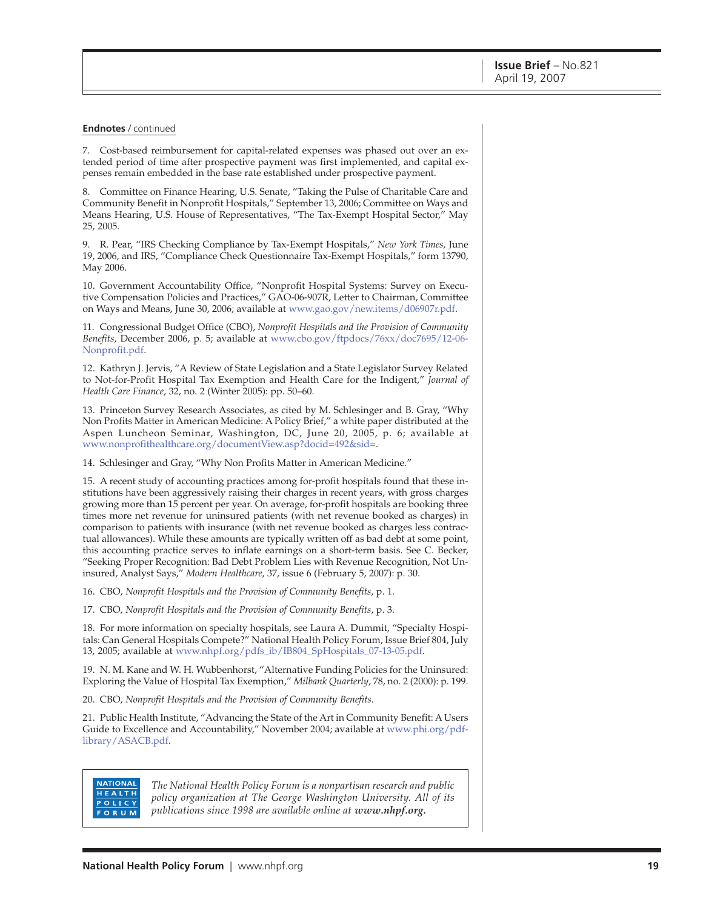**Endnotes** / continued

7. Cost-based reimbursement for capital-related expenses was phased out over an extended period of time after prospective payment was first implemented, and capital expenses remain embedded in the base rate established under prospective payment.

8. Committee on Finance Hearing, U.S. Senate, "Taking the Pulse of Charitable Care and Community Benefit in Nonprofit Hospitals," September 13, 2006; Committee on Ways and Means Hearing, U.S. House of Representatives, "The Tax-Exempt Hospital Sector," May 25, 2005.

9. R. Pear, "IRS Checking Compliance by Tax-Exempt Hospitals," *New York Times*, June 19, 2006, and IRS, "Compliance Check Questionnaire Tax-Exempt Hospitals," form 13790, May 2006.

10. Government Accountability Office, "Nonprofit Hospital Systems: Survey on Executive Compensation Policies and Practices," GAO-06-907R, Letter to Chairman, Committee on Ways and Means, June 30, 2006; available at www.gao.gov/new.items/d06907r.pdf.

11. Congressional Budget Office (CBO), *Nonprofit Hospitals and the Provision of Community Benefits*, December 2006, p. 5; available at www.cbo.gov/ftpdocs/76xx/doc7695/12-06-Nonprofit.pdf.

12. Kathryn J. Jervis, "A Review of State Legislation and a State Legislator Survey Related to Not-for-Profit Hospital Tax Exemption and Health Care for the Indigent," *Journal of Health Care Finance*, 32, no. 2 (Winter 2005): pp. 50–60.

13. Princeton Survey Research Associates, as cited by M. Schlesinger and B. Gray, "Why Non Profits Matter in American Medicine: A Policy Brief," a white paper distributed at the Aspen Luncheon Seminar, Washington, DC, June 20, 2005, p. 6; available at www.nonprofithealthcare.org/documentView.asp?docid=492&sid=.

14. Schlesinger and Gray, "Why Non Profits Matter in American Medicine."

15. A recent study of accounting practices among for-profit hospitals found that these institutions have been aggressively raising their charges in recent years, with gross charges growing more than 15 percent per year. On average, for-profit hospitals are booking three times more net revenue for uninsured patients (with net revenue booked as charges) in comparison to patients with insurance (with net revenue booked as charges less contractual allowances). While these amounts are typically written off as bad debt at some point, this accounting practice serves to inflate earnings on a short-term basis. See C. Becker, "Seeking Proper Recognition: Bad Debt Problem Lies with Revenue Recognition, Not Uninsured, Analyst Says," *Modern Healthcare*, 37, issue 6 (February 5, 2007): p. 30.

16. CBO, *Nonprofit Hospitals and the Provision of Community Benefits*, p. 1.

17. CBO, *Nonprofit Hospitals and the Provision of Community Benefits*, p. 3.

18. For more information on specialty hospitals, see Laura A. Dummit, "Specialty Hospitals: Can General Hospitals Compete?" National Health Policy Forum, Issue Brief 804, July 13, 2005; available at www.nhpf.org/pdfs_ib/IB804_SpHospitals_07-13-05.pdf.

19. N. M. Kane and W. H. Wubbenhorst, "Alternative Funding Policies for the Uninsured: Exploring the Value of Hospital Tax Exemption," *Milbank Quarterly*, 78, no. 2 (2000): p. 199.

20. CBO, *Nonprofit Hospitals and the Provision of Community Benefits*.

21. Public Health Institute, "Advancing the State of the Art in Community Benefit: A Users Guide to Excellence and Accountability," November 2004; available at www.phi.org/pdf-library/ASACB.pdf.

NATIONAL HEALTH POLICY FORUM

*The National Health Policy Forum is a nonpartisan research and public policy organization at The George Washington University. All of its publications since 1998 are available online at* ***www.nhpf.org.***